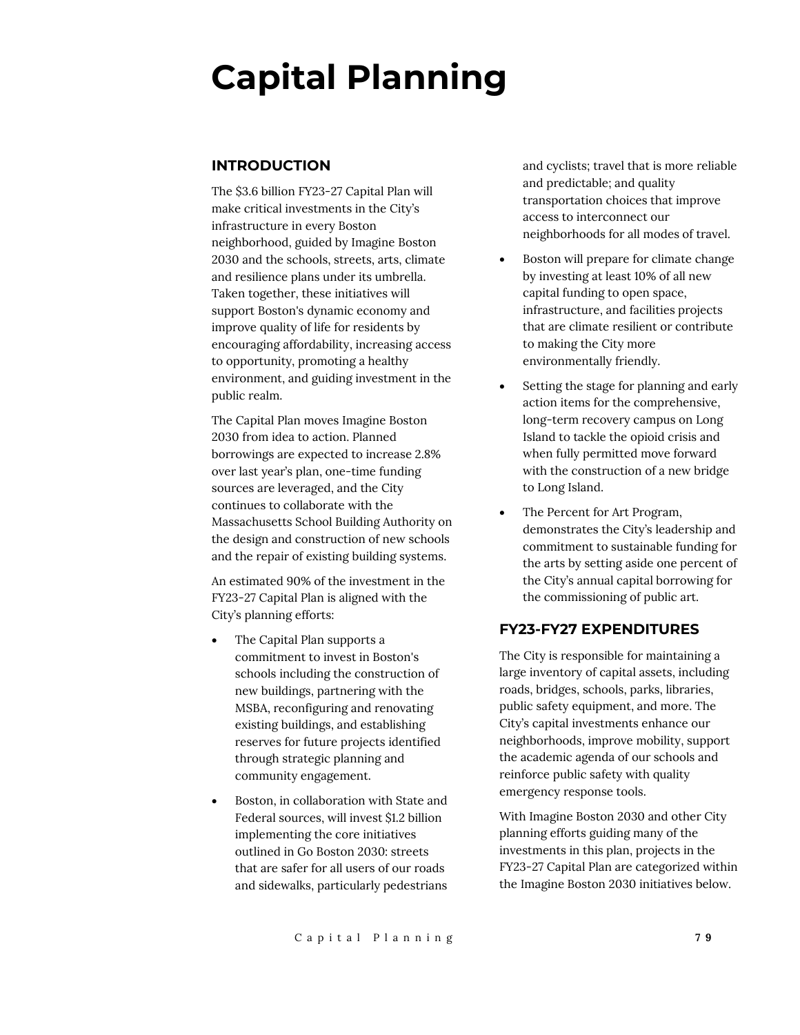# Capital Planning

## INTRODUCTION

The $3.6 billion FY23-27 Capital Plan will make critical investments in the City's infrastructure in every Boston neighborhood, guided by Imagine Boston 2030 and the schools, streets, arts, climate and resilience plans under its umbrella. Taken together, these initiatives will support Boston's dynamic economy and improve quality of life for residents by encouraging affordability, increasing access to opportunity, promoting a healthy environment, and guiding investment in the public realm.

The Capital Plan moves Imagine Boston 2030 from idea to action. Planned borrowings are expected to increase 2.8% over last year's plan, one-time funding sources are leveraged, and the City continues to collaborate with the Massachusetts School Building Authority on the design and construction of new schools and the repair of existing building systems.

An estimated 90% of the investment in the FY23-27 Capital Plan is aligned with the City's planning efforts:

- The Capital Plan supports a commitment to invest in Boston's schools including the construction of new buildings, partnering with the MSBA, reconfiguring and renovating existing buildings, and establishing reserves for future projects identified through strategic planning and community engagement.
- Boston, in collaboration with State and Federal sources, will invest $1.2 billion implementing the core initiatives outlined in Go Boston 2030: streets that are safer for all users of our roads and sidewalks, particularly pedestrians and cyclists; travel that is more reliable and predictable; and quality transportation choices that improve access to interconnect our neighborhoods for all modes of travel.
- Boston will prepare for climate change by investing at least 10% of all new capital funding to open space, infrastructure, and facilities projects that are climate resilient or contribute to making the City more environmentally friendly.
- Setting the stage for planning and early action items for the comprehensive, long-term recovery campus on Long Island to tackle the opioid crisis and when fully permitted move forward with the construction of a new bridge to Long Island.
- The Percent for Art Program, demonstrates the City's leadership and commitment to sustainable funding for the arts by setting aside one percent of the City's annual capital borrowing for the commissioning of public art.

## FY23-FY27 EXPENDITURES

The City is responsible for maintaining a large inventory of capital assets, including roads, bridges, schools, parks, libraries, public safety equipment, and more. The City's capital investments enhance our neighborhoods, improve mobility, support the academic agenda of our schools and reinforce public safety with quality emergency response tools.

With Imagine Boston 2030 and other City planning efforts guiding many of the investments in this plan, projects in the FY23-27 Capital Plan are categorized within the Imagine Boston 2030 initiatives below.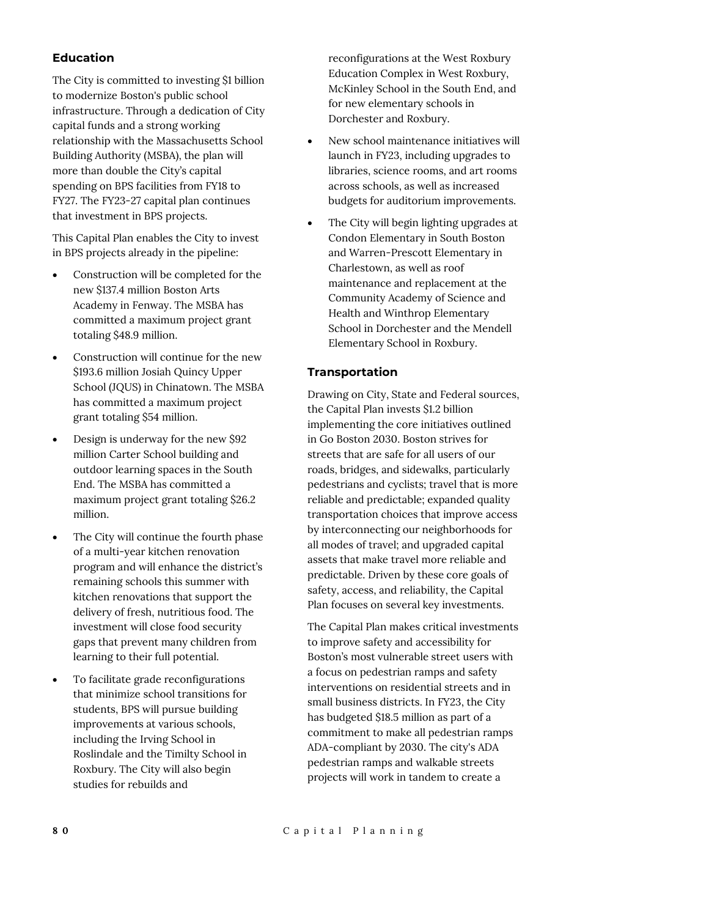## Education

The City is committed to investing $1 billion to modernize Boston's public school infrastructure. Through a dedication of City capital funds and a strong working relationship with the Massachusetts School Building Authority (MSBA), the plan will more than double the City's capital spending on BPS facilities from FY18 to FY27. The FY23-27 capital plan continues that investment in BPS projects.

This Capital Plan enables the City to invest in BPS projects already in the pipeline:

- Construction will be completed for the new $137.4 million Boston Arts Academy in Fenway. The MSBA has committed a maximum project grant totaling $48.9 million.
- Construction will continue for the new $193.6 million Josiah Quincy Upper School (JQUS) in Chinatown. The MSBA has committed a maximum project grant totaling $54 million.
- Design is underway for the new $92 million Carter School building and outdoor learning spaces in the South End. The MSBA has committed a maximum project grant totaling $26.2 million.
- The City will continue the fourth phase of a multi-year kitchen renovation program and will enhance the district's remaining schools this summer with kitchen renovations that support the delivery of fresh, nutritious food. The investment will close food security gaps that prevent many children from learning to their full potential.
- To facilitate grade reconfigurations that minimize school transitions for students, BPS will pursue building improvements at various schools, including the Irving School in Roslindale and the Timilty School in Roxbury. The City will also begin studies for rebuilds and reconfigurations at the West Roxbury Education Complex in West Roxbury, McKinley School in the South End, and for new elementary schools in Dorchester and Roxbury.
- New school maintenance initiatives will launch in FY23, including upgrades to libraries, science rooms, and art rooms across schools, as well as increased budgets for auditorium improvements.
- The City will begin lighting upgrades at Condon Elementary in South Boston and Warren-Prescott Elementary in Charlestown, as well as roof maintenance and replacement at the Community Academy of Science and Health and Winthrop Elementary School in Dorchester and the Mendell Elementary School in Roxbury.

## Transportation

Drawing on City, State and Federal sources, the Capital Plan invests $1.2 billion implementing the core initiatives outlined in Go Boston 2030. Boston strives for streets that are safe for all users of our roads, bridges, and sidewalks, particularly pedestrians and cyclists; travel that is more reliable and predictable; expanded quality transportation choices that improve access by interconnecting our neighborhoods for all modes of travel; and upgraded capital assets that make travel more reliable and predictable. Driven by these core goals of safety, access, and reliability, the Capital Plan focuses on several key investments.

The Capital Plan makes critical investments to improve safety and accessibility for Boston's most vulnerable street users with a focus on pedestrian ramps and safety interventions on residential streets and in small business districts. In FY23, the City has budgeted $18.5 million as part of a commitment to make all pedestrian ramps ADA-compliant by 2030. The city's ADA pedestrian ramps and walkable streets projects will work in tandem to create a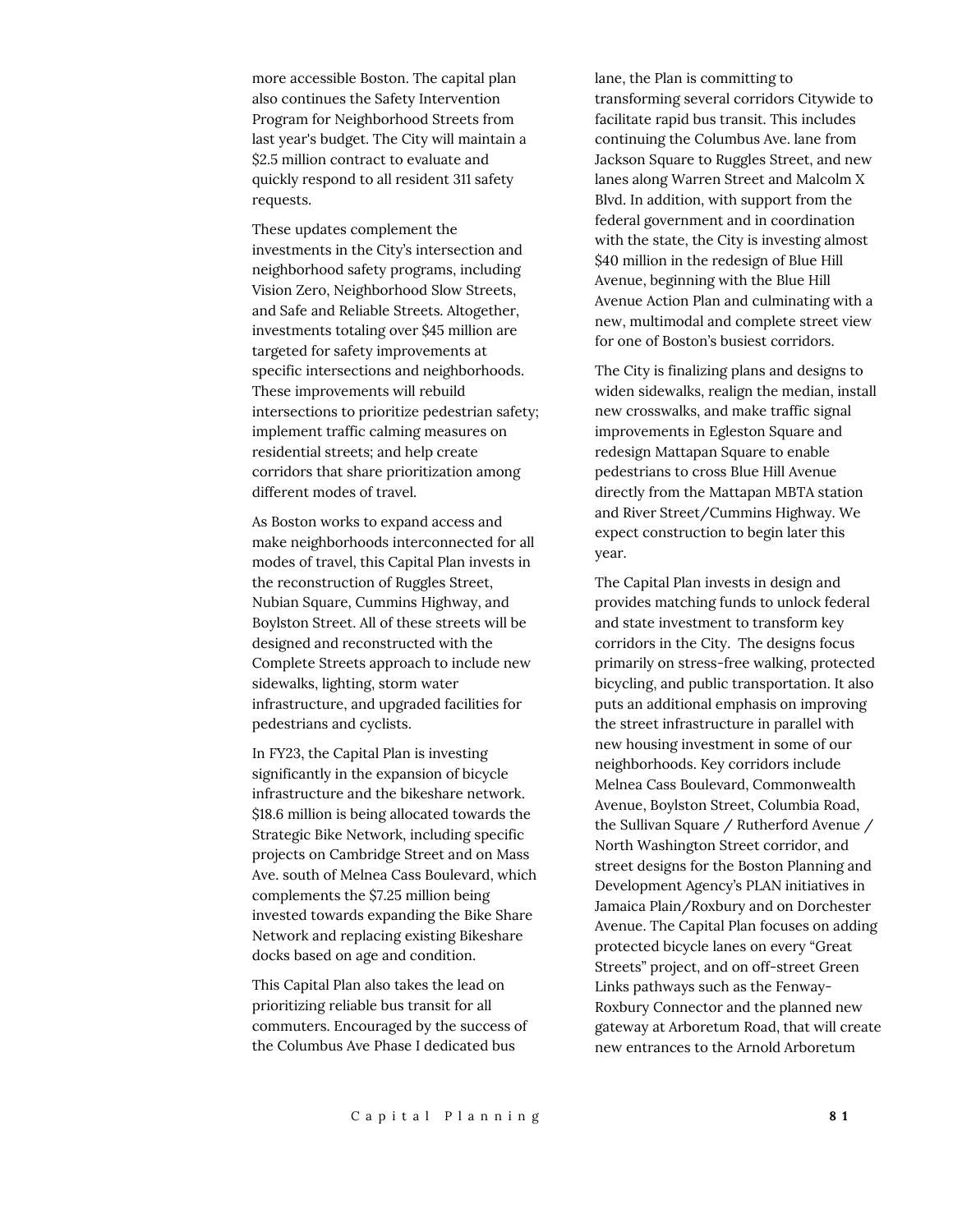more accessible Boston. The capital plan also continues the Safety Intervention Program for Neighborhood Streets from last year's budget. The City will maintain a $2.5 million contract to evaluate and quickly respond to all resident 311 safety requests.

These updates complement the investments in the City's intersection and neighborhood safety programs, including Vision Zero, Neighborhood Slow Streets, and Safe and Reliable Streets. Altogether, investments totaling over $45 million are targeted for safety improvements at specific intersections and neighborhoods. These improvements will rebuild intersections to prioritize pedestrian safety; implement traffic calming measures on residential streets; and help create corridors that share prioritization among different modes of travel.

As Boston works to expand access and make neighborhoods interconnected for all modes of travel, this Capital Plan invests in the reconstruction of Ruggles Street, Nubian Square, Cummins Highway, and Boylston Street. All of these streets will be designed and reconstructed with the Complete Streets approach to include new sidewalks, lighting, storm water infrastructure, and upgraded facilities for pedestrians and cyclists.

In FY23, the Capital Plan is investing significantly in the expansion of bicycle infrastructure and the bikeshare network. $18.6 million is being allocated towards the Strategic Bike Network, including specific projects on Cambridge Street and on Mass Ave. south of Melnea Cass Boulevard, which complements the $7.25 million being invested towards expanding the Bike Share Network and replacing existing Bikeshare docks based on age and condition.

This Capital Plan also takes the lead on prioritizing reliable bus transit for all commuters. Encouraged by the success of the Columbus Ave Phase I dedicated bus lane, the Plan is committing to transforming several corridors Citywide to facilitate rapid bus transit. This includes continuing the Columbus Ave. lane from Jackson Square to Ruggles Street, and new lanes along Warren Street and Malcolm X Blvd. In addition, with support from the federal government and in coordination with the state, the City is investing almost $40 million in the redesign of Blue Hill Avenue, beginning with the Blue Hill Avenue Action Plan and culminating with a new, multimodal and complete street view for one of Boston's busiest corridors.

The City is finalizing plans and designs to widen sidewalks, realign the median, install new crosswalks, and make traffic signal improvements in Egleston Square and redesign Mattapan Square to enable pedestrians to cross Blue Hill Avenue directly from the Mattapan MBTA station and River Street/Cummins Highway. We expect construction to begin later this year.

The Capital Plan invests in design and provides matching funds to unlock federal and state investment to transform key corridors in the City. The designs focus primarily on stress-free walking, protected bicycling, and public transportation. It also puts an additional emphasis on improving the street infrastructure in parallel with new housing investment in some of our neighborhoods. Key corridors include Melnea Cass Boulevard, Commonwealth Avenue, Boylston Street, Columbia Road, the Sullivan Square / Rutherford Avenue / North Washington Street corridor, and street designs for the Boston Planning and Development Agency's PLAN initiatives in Jamaica Plain/Roxbury and on Dorchester Avenue. The Capital Plan focuses on adding protected bicycle lanes on every "Great Streets" project, and on off-street Green Links pathways such as the Fenway-Roxbury Connector and the planned new gateway at Arboretum Road, that will create new entrances to the Arnold Arboretum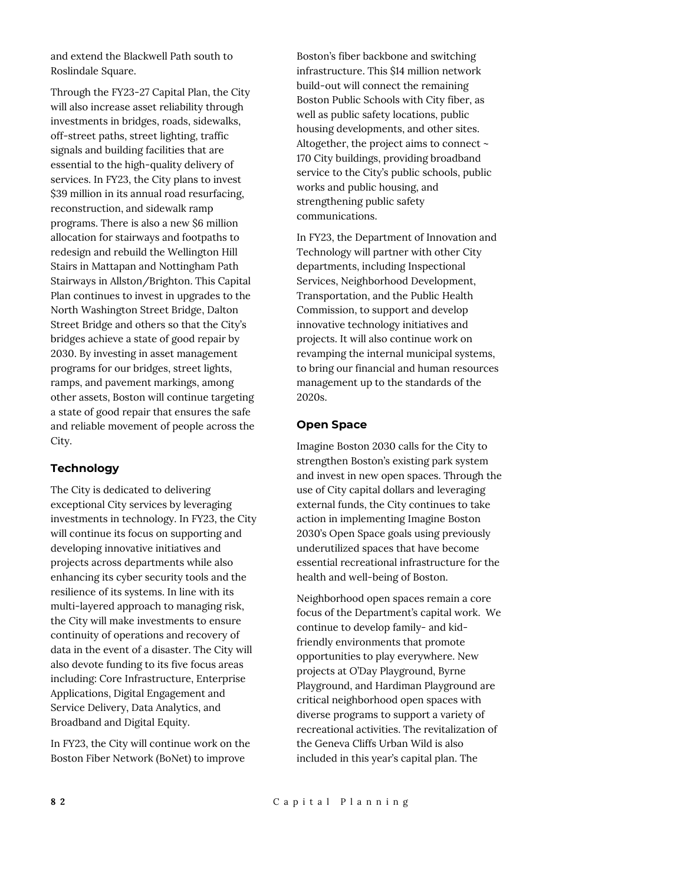and extend the Blackwell Path south to Roslindale Square.

Through the FY23-27 Capital Plan, the City will also increase asset reliability through investments in bridges, roads, sidewalks, off-street paths, street lighting, traffic signals and building facilities that are essential to the high-quality delivery of services. In FY23, the City plans to invest $39 million in its annual road resurfacing, reconstruction, and sidewalk ramp programs. There is also a new $6 million allocation for stairways and footpaths to redesign and rebuild the Wellington Hill Stairs in Mattapan and Nottingham Path Stairways in Allston/Brighton. This Capital Plan continues to invest in upgrades to the North Washington Street Bridge, Dalton Street Bridge and others so that the City's bridges achieve a state of good repair by 2030. By investing in asset management programs for our bridges, street lights, ramps, and pavement markings, among other assets, Boston will continue targeting a state of good repair that ensures the safe and reliable movement of people across the City.

### Technology

The City is dedicated to delivering exceptional City services by leveraging investments in technology. In FY23, the City will continue its focus on supporting and developing innovative initiatives and projects across departments while also enhancing its cyber security tools and the resilience of its systems. In line with its multi-layered approach to managing risk, the City will make investments to ensure continuity of operations and recovery of data in the event of a disaster. The City will also devote funding to its five focus areas including: Core Infrastructure, Enterprise Applications, Digital Engagement and Service Delivery, Data Analytics, and Broadband and Digital Equity.

In FY23, the City will continue work on the Boston Fiber Network (BoNet) to improve Boston's fiber backbone and switching infrastructure. This $14 million network build-out will connect the remaining Boston Public Schools with City fiber, as well as public safety locations, public housing developments, and other sites. Altogether, the project aims to connect ~ 170 City buildings, providing broadband service to the City's public schools, public works and public housing, and strengthening public safety communications.

In FY23, the Department of Innovation and Technology will partner with other City departments, including Inspectional Services, Neighborhood Development, Transportation, and the Public Health Commission, to support and develop innovative technology initiatives and projects. It will also continue work on revamping the internal municipal systems, to bring our financial and human resources management up to the standards of the 2020s.

### Open Space

Imagine Boston 2030 calls for the City to strengthen Boston's existing park system and invest in new open spaces. Through the use of City capital dollars and leveraging external funds, the City continues to take action in implementing Imagine Boston 2030's Open Space goals using previously underutilized spaces that have become essential recreational infrastructure for the health and well-being of Boston.

Neighborhood open spaces remain a core focus of the Department's capital work. We continue to develop family- and kid-friendly environments that promote opportunities to play everywhere. New projects at O'Day Playground, Byrne Playground, and Hardiman Playground are critical neighborhood open spaces with diverse programs to support a variety of recreational activities. The revitalization of the Geneva Cliffs Urban Wild is also included in this year's capital plan. The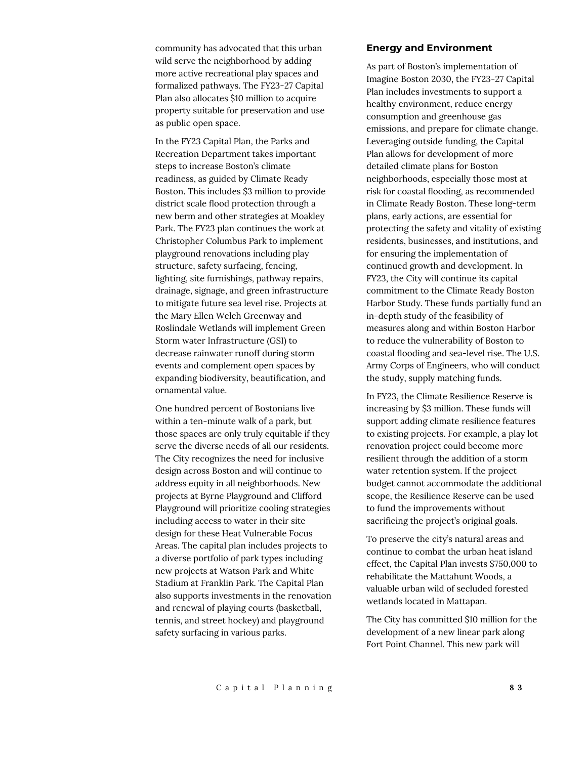community has advocated that this urban wild serve the neighborhood by adding more active recreational play spaces and formalized pathways. The FY23-27 Capital Plan also allocates $10 million to acquire property suitable for preservation and use as public open space.

In the FY23 Capital Plan, the Parks and Recreation Department takes important steps to increase Boston's climate readiness, as guided by Climate Ready Boston. This includes $3 million to provide district scale flood protection through a new berm and other strategies at Moakley Park. The FY23 plan continues the work at Christopher Columbus Park to implement playground renovations including play structure, safety surfacing, fencing, lighting, site furnishings, pathway repairs, drainage, signage, and green infrastructure to mitigate future sea level rise. Projects at the Mary Ellen Welch Greenway and Roslindale Wetlands will implement Green Storm water Infrastructure (GSI) to decrease rainwater runoff during storm events and complement open spaces by expanding biodiversity, beautification, and ornamental value.

One hundred percent of Bostonians live within a ten-minute walk of a park, but those spaces are only truly equitable if they serve the diverse needs of all our residents. The City recognizes the need for inclusive design across Boston and will continue to address equity in all neighborhoods. New projects at Byrne Playground and Clifford Playground will prioritize cooling strategies including access to water in their site design for these Heat Vulnerable Focus Areas. The capital plan includes projects to a diverse portfolio of park types including new projects at Watson Park and White Stadium at Franklin Park. The Capital Plan also supports investments in the renovation and renewal of playing courts (basketball, tennis, and street hockey) and playground safety surfacing in various parks.

## Energy and Environment

As part of Boston's implementation of Imagine Boston 2030, the FY23-27 Capital Plan includes investments to support a healthy environment, reduce energy consumption and greenhouse gas emissions, and prepare for climate change. Leveraging outside funding, the Capital Plan allows for development of more detailed climate plans for Boston neighborhoods, especially those most at risk for coastal flooding, as recommended in Climate Ready Boston. These long-term plans, early actions, are essential for protecting the safety and vitality of existing residents, businesses, and institutions, and for ensuring the implementation of continued growth and development. In FY23, the City will continue its capital commitment to the Climate Ready Boston Harbor Study. These funds partially fund an in-depth study of the feasibility of measures along and within Boston Harbor to reduce the vulnerability of Boston to coastal flooding and sea-level rise. The U.S. Army Corps of Engineers, who will conduct the study, supply matching funds.

In FY23, the Climate Resilience Reserve is increasing by $3 million. These funds will support adding climate resilience features to existing projects. For example, a play lot renovation project could become more resilient through the addition of a storm water retention system. If the project budget cannot accommodate the additional scope, the Resilience Reserve can be used to fund the improvements without sacrificing the project's original goals.

To preserve the city's natural areas and continue to combat the urban heat island effect, the Capital Plan invests $750,000 to rehabilitate the Mattahunt Woods, a valuable urban wild of secluded forested wetlands located in Mattapan.

The City has committed $10 million for the development of a new linear park along Fort Point Channel. This new park will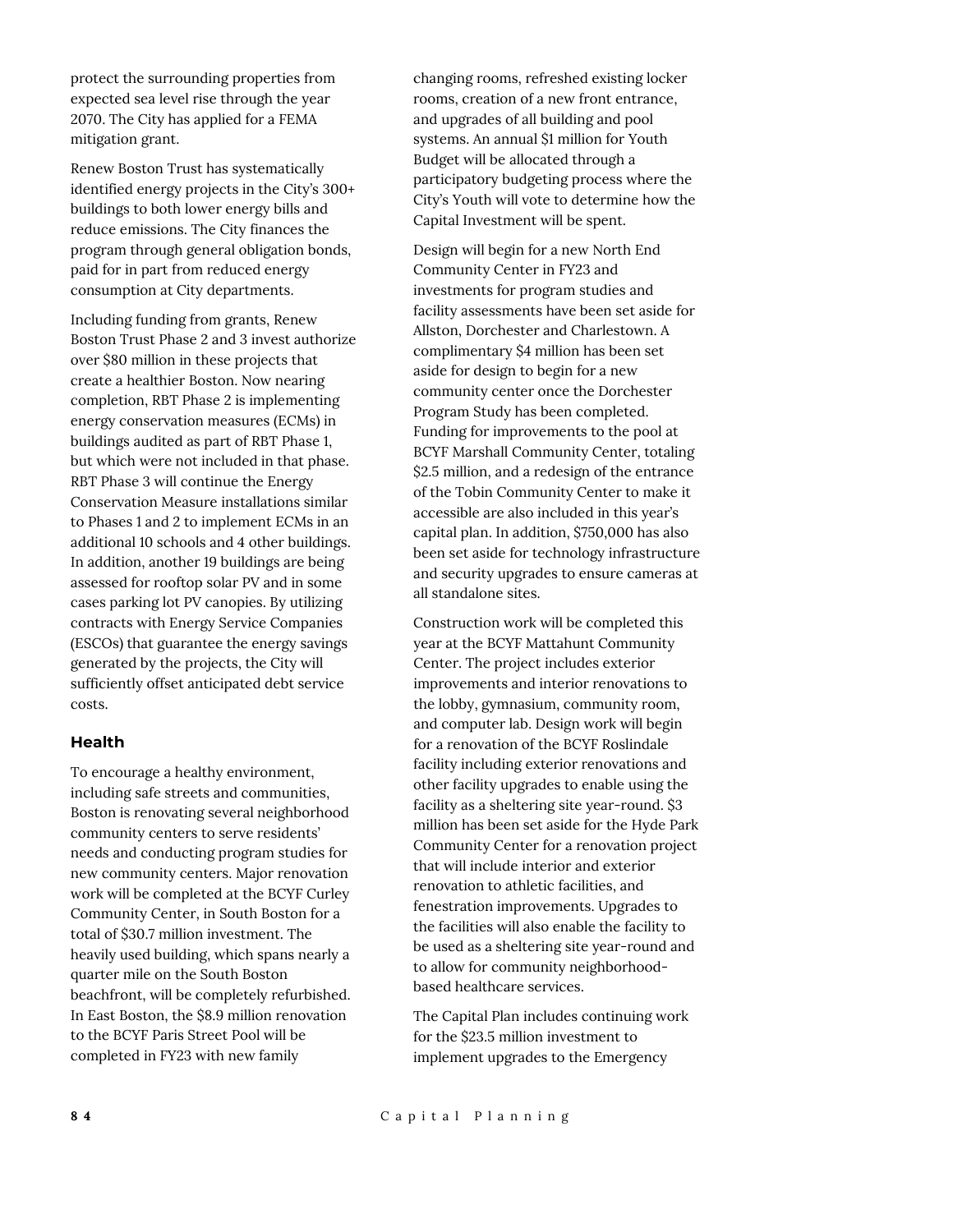protect the surrounding properties from expected sea level rise through the year 2070. The City has applied for a FEMA mitigation grant.

Renew Boston Trust has systematically identified energy projects in the City's 300+ buildings to both lower energy bills and reduce emissions. The City finances the program through general obligation bonds, paid for in part from reduced energy consumption at City departments.

Including funding from grants, Renew Boston Trust Phase 2 and 3 invest authorize over $80 million in these projects that create a healthier Boston. Now nearing completion, RBT Phase 2 is implementing energy conservation measures (ECMs) in buildings audited as part of RBT Phase 1, but which were not included in that phase. RBT Phase 3 will continue the Energy Conservation Measure installations similar to Phases 1 and 2 to implement ECMs in an additional 10 schools and 4 other buildings. In addition, another 19 buildings are being assessed for rooftop solar PV and in some cases parking lot PV canopies. By utilizing contracts with Energy Service Companies (ESCOs) that guarantee the energy savings generated by the projects, the City will sufficiently offset anticipated debt service costs.

### Health

To encourage a healthy environment, including safe streets and communities, Boston is renovating several neighborhood community centers to serve residents' needs and conducting program studies for new community centers. Major renovation work will be completed at the BCYF Curley Community Center, in South Boston for a total of $30.7 million investment. The heavily used building, which spans nearly a quarter mile on the South Boston beachfront, will be completely refurbished. In East Boston, the $8.9 million renovation to the BCYF Paris Street Pool will be completed in FY23 with new family changing rooms, refreshed existing locker rooms, creation of a new front entrance, and upgrades of all building and pool systems. An annual $1 million for Youth Budget will be allocated through a participatory budgeting process where the City's Youth will vote to determine how the Capital Investment will be spent.

Design will begin for a new North End Community Center in FY23 and investments for program studies and facility assessments have been set aside for Allston, Dorchester and Charlestown. A complimentary $4 million has been set aside for design to begin for a new community center once the Dorchester Program Study has been completed. Funding for improvements to the pool at BCYF Marshall Community Center, totaling $2.5 million, and a redesign of the entrance of the Tobin Community Center to make it accessible are also included in this year's capital plan. In addition, $750,000 has also been set aside for technology infrastructure and security upgrades to ensure cameras at all standalone sites.

Construction work will be completed this year at the BCYF Mattahunt Community Center. The project includes exterior improvements and interior renovations to the lobby, gymnasium, community room, and computer lab. Design work will begin for a renovation of the BCYF Roslindale facility including exterior renovations and other facility upgrades to enable using the facility as a sheltering site year-round. $3 million has been set aside for the Hyde Park Community Center for a renovation project that will include interior and exterior renovation to athletic facilities, and fenestration improvements. Upgrades to the facilities will also enable the facility to be used as a sheltering site year-round and to allow for community neighborhood-based healthcare services.

The Capital Plan includes continuing work for the $23.5 million investment to implement upgrades to the Emergency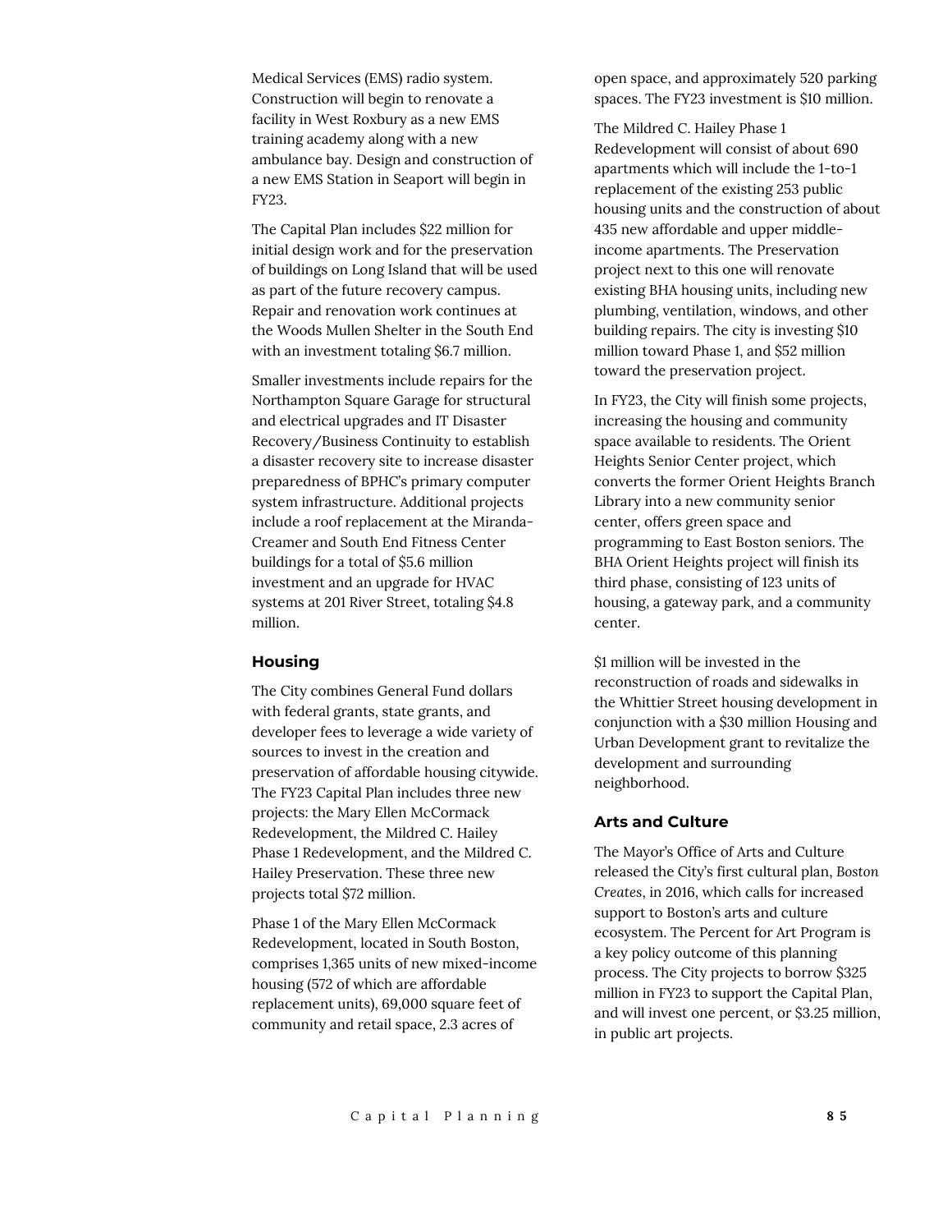Medical Services (EMS) radio system. Construction will begin to renovate a facility in West Roxbury as a new EMS training academy along with a new ambulance bay. Design and construction of a new EMS Station in Seaport will begin in FY23.

The Capital Plan includes $22 million for initial design work and for the preservation of buildings on Long Island that will be used as part of the future recovery campus. Repair and renovation work continues at the Woods Mullen Shelter in the South End with an investment totaling $6.7 million.

Smaller investments include repairs for the Northampton Square Garage for structural and electrical upgrades and IT Disaster Recovery/Business Continuity to establish a disaster recovery site to increase disaster preparedness of BPHC's primary computer system infrastructure. Additional projects include a roof replacement at the Miranda-Creamer and South End Fitness Center buildings for a total of $5.6 million investment and an upgrade for HVAC systems at 201 River Street, totaling $4.8 million.

### Housing

The City combines General Fund dollars with federal grants, state grants, and developer fees to leverage a wide variety of sources to invest in the creation and preservation of affordable housing citywide. The FY23 Capital Plan includes three new projects: the Mary Ellen McCormack Redevelopment, the Mildred C. Hailey Phase 1 Redevelopment, and the Mildred C. Hailey Preservation. These three new projects total $72 million.

Phase 1 of the Mary Ellen McCormack Redevelopment, located in South Boston, comprises 1,365 units of new mixed-income housing (572 of which are affordable replacement units), 69,000 square feet of community and retail space, 2.3 acres of open space, and approximately 520 parking spaces. The FY23 investment is $10 million.

The Mildred C. Hailey Phase 1 Redevelopment will consist of about 690 apartments which will include the 1-to-1 replacement of the existing 253 public housing units and the construction of about 435 new affordable and upper middle-income apartments. The Preservation project next to this one will renovate existing BHA housing units, including new plumbing, ventilation, windows, and other building repairs. The city is investing $10 million toward Phase 1, and $52 million toward the preservation project.

In FY23, the City will finish some projects, increasing the housing and community space available to residents. The Orient Heights Senior Center project, which converts the former Orient Heights Branch Library into a new community senior center, offers green space and programming to East Boston seniors. The BHA Orient Heights project will finish its third phase, consisting of 123 units of housing, a gateway park, and a community center.

$1 million will be invested in the reconstruction of roads and sidewalks in the Whittier Street housing development in conjunction with a $30 million Housing and Urban Development grant to revitalize the development and surrounding neighborhood.

### Arts and Culture

The Mayor's Office of Arts and Culture released the City's first cultural plan, *Boston Creates*, in 2016, which calls for increased support to Boston's arts and culture ecosystem. The Percent for Art Program is a key policy outcome of this planning process. The City projects to borrow $325 million in FY23 to support the Capital Plan, and will invest one percent, or $3.25 million, in public art projects.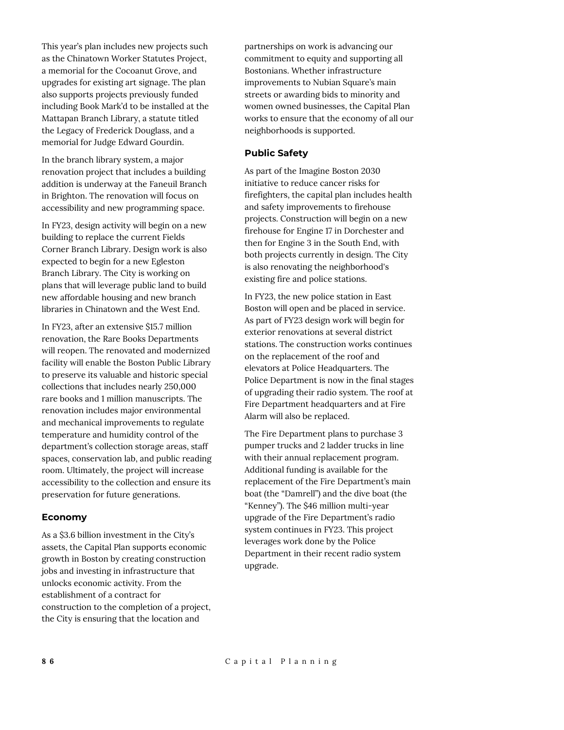This year's plan includes new projects such as the Chinatown Worker Statutes Project, a memorial for the Cocoanut Grove, and upgrades for existing art signage. The plan also supports projects previously funded including Book Mark'd to be installed at the Mattapan Branch Library, a statute titled the Legacy of Frederick Douglass, and a memorial for Judge Edward Gourdin.

In the branch library system, a major renovation project that includes a building addition is underway at the Faneuil Branch in Brighton. The renovation will focus on accessibility and new programming space.

In FY23, design activity will begin on a new building to replace the current Fields Corner Branch Library. Design work is also expected to begin for a new Egleston Branch Library. The City is working on plans that will leverage public land to build new affordable housing and new branch libraries in Chinatown and the West End.

In FY23, after an extensive $15.7 million renovation, the Rare Books Departments will reopen. The renovated and modernized facility will enable the Boston Public Library to preserve its valuable and historic special collections that includes nearly 250,000 rare books and 1 million manuscripts. The renovation includes major environmental and mechanical improvements to regulate temperature and humidity control of the department's collection storage areas, staff spaces, conservation lab, and public reading room. Ultimately, the project will increase accessibility to the collection and ensure its preservation for future generations.

### Economy

As a $3.6 billion investment in the City's assets, the Capital Plan supports economic growth in Boston by creating construction jobs and investing in infrastructure that unlocks economic activity. From the establishment of a contract for construction to the completion of a project, the City is ensuring that the location and partnerships on work is advancing our commitment to equity and supporting all Bostonians. Whether infrastructure improvements to Nubian Square's main streets or awarding bids to minority and women owned businesses, the Capital Plan works to ensure that the economy of all our neighborhoods is supported.

### Public Safety

As part of the Imagine Boston 2030 initiative to reduce cancer risks for firefighters, the capital plan includes health and safety improvements to firehouse projects. Construction will begin on a new firehouse for Engine 17 in Dorchester and then for Engine 3 in the South End, with both projects currently in design. The City is also renovating the neighborhood's existing fire and police stations.

In FY23, the new police station in East Boston will open and be placed in service. As part of FY23 design work will begin for exterior renovations at several district stations. The construction works continues on the replacement of the roof and elevators at Police Headquarters. The Police Department is now in the final stages of upgrading their radio system. The roof at Fire Department headquarters and at Fire Alarm will also be replaced.

The Fire Department plans to purchase 3 pumper trucks and 2 ladder trucks in line with their annual replacement program. Additional funding is available for the replacement of the Fire Department's main boat (the "Damrell") and the dive boat (the "Kenney"). The $46 million multi-year upgrade of the Fire Department's radio system continues in FY23. This project leverages work done by the Police Department in their recent radio system upgrade.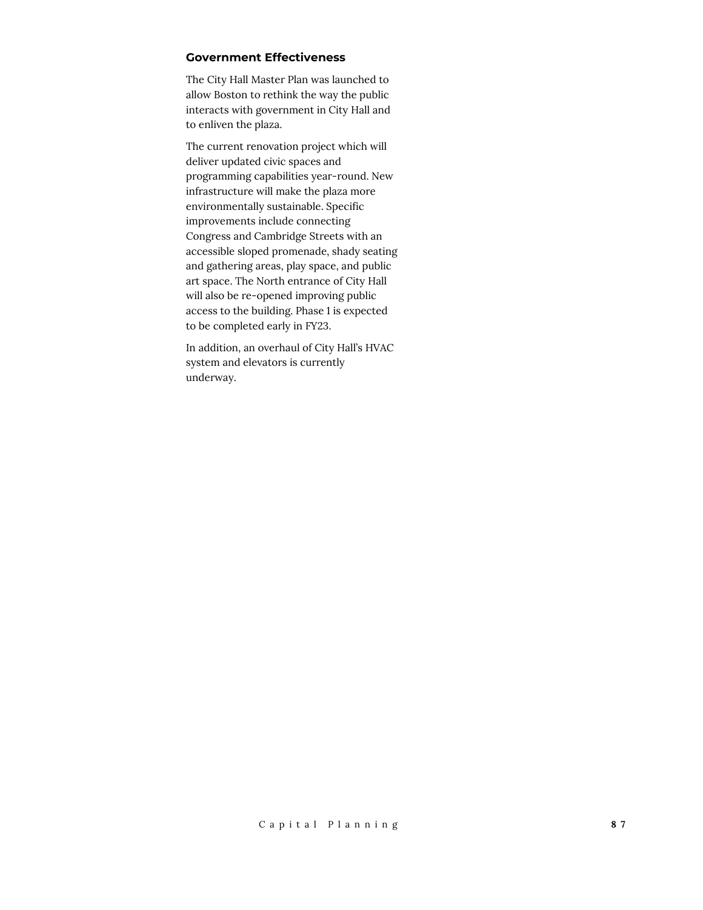### Government Effectiveness

The City Hall Master Plan was launched to allow Boston to rethink the way the public interacts with government in City Hall and to enliven the plaza.

The current renovation project which will deliver updated civic spaces and programming capabilities year-round. New infrastructure will make the plaza more environmentally sustainable. Specific improvements include connecting Congress and Cambridge Streets with an accessible sloped promenade, shady seating and gathering areas, play space, and public art space. The North entrance of City Hall will also be re-opened improving public access to the building. Phase 1 is expected to be completed early in FY23.

In addition, an overhaul of City Hall's HVAC system and elevators is currently underway.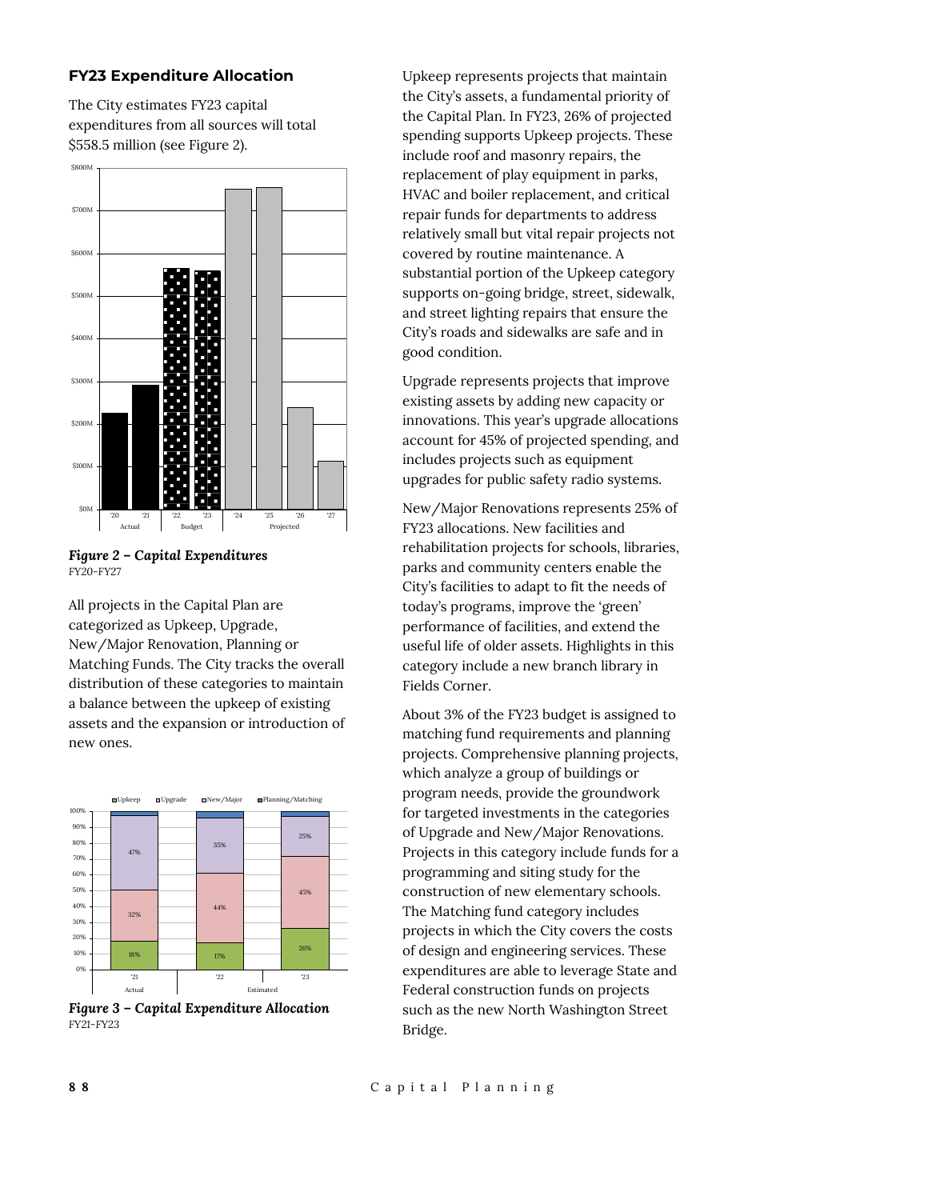### FY23 Expenditure Allocation

The City estimates FY23 capital expenditures from all sources will total $558.5 million (see Figure 2).

*Figure 2 – Capital Expenditures*
FY20-FY27

All projects in the Capital Plan are categorized as Upkeep, Upgrade, New/Major Renovation, Planning or Matching Funds. The City tracks the overall distribution of these categories to maintain a balance between the upkeep of existing assets and the expansion or introduction of new ones.

*Figure 3 – Capital Expenditure Allocation*
FY21-FY23

Upkeep represents projects that maintain the City's assets, a fundamental priority of the Capital Plan. In FY23, 26% of projected spending supports Upkeep projects. These include roof and masonry repairs, the replacement of play equipment in parks, HVAC and boiler replacement, and critical repair funds for departments to address relatively small but vital repair projects not covered by routine maintenance. A substantial portion of the Upkeep category supports on-going bridge, street, sidewalk, and street lighting repairs that ensure the City's roads and sidewalks are safe and in good condition.

Upgrade represents projects that improve existing assets by adding new capacity or innovations. This year's upgrade allocations account for 45% of projected spending, and includes projects such as equipment upgrades for public safety radio systems.

New/Major Renovations represents 25% of FY23 allocations. New facilities and rehabilitation projects for schools, libraries, parks and community centers enable the City's facilities to adapt to fit the needs of today's programs, improve the 'green' performance of facilities, and extend the useful life of older assets. Highlights in this category include a new branch library in Fields Corner.

About 3% of the FY23 budget is assigned to matching fund requirements and planning projects. Comprehensive planning projects, which analyze a group of buildings or program needs, provide the groundwork for targeted investments in the categories of Upgrade and New/Major Renovations. Projects in this category include funds for a programming and siting study for the construction of new elementary schools. The Matching fund category includes projects in which the City covers the costs of design and engineering services. These expenditures are able to leverage State and Federal construction funds on projects such as the new North Washington Street Bridge.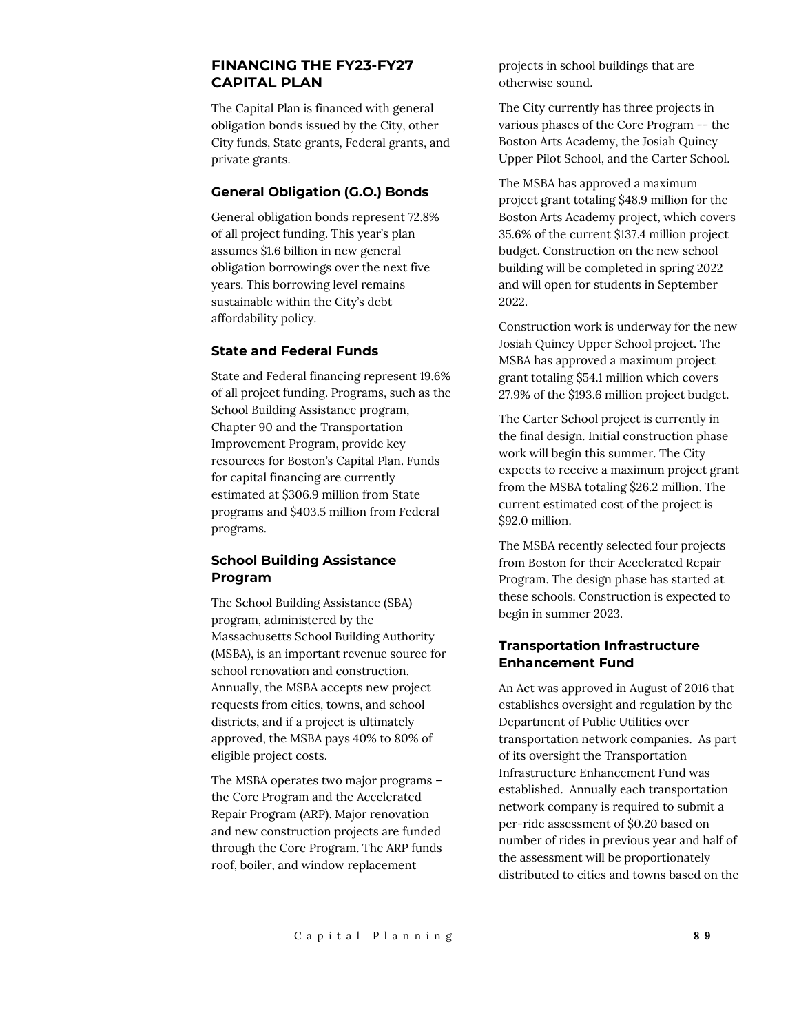## FINANCING THE FY23-FY27 CAPITAL PLAN

The Capital Plan is financed with general obligation bonds issued by the City, other City funds, State grants, Federal grants, and private grants.

### General Obligation (G.O.) Bonds

General obligation bonds represent 72.8% of all project funding. This year's plan assumes $1.6 billion in new general obligation borrowings over the next five years. This borrowing level remains sustainable within the City's debt affordability policy.

### State and Federal Funds

State and Federal financing represent 19.6% of all project funding. Programs, such as the School Building Assistance program, Chapter 90 and the Transportation Improvement Program, provide key resources for Boston's Capital Plan. Funds for capital financing are currently estimated at $306.9 million from State programs and $403.5 million from Federal programs.

### School Building Assistance Program

The School Building Assistance (SBA) program, administered by the Massachusetts School Building Authority (MSBA), is an important revenue source for school renovation and construction. Annually, the MSBA accepts new project requests from cities, towns, and school districts, and if a project is ultimately approved, the MSBA pays 40% to 80% of eligible project costs.

The MSBA operates two major programs – the Core Program and the Accelerated Repair Program (ARP). Major renovation and new construction projects are funded through the Core Program. The ARP funds roof, boiler, and window replacement projects in school buildings that are otherwise sound.

The City currently has three projects in various phases of the Core Program -- the Boston Arts Academy, the Josiah Quincy Upper Pilot School, and the Carter School.

The MSBA has approved a maximum project grant totaling $48.9 million for the Boston Arts Academy project, which covers 35.6% of the current $137.4 million project budget. Construction on the new school building will be completed in spring 2022 and will open for students in September 2022.

Construction work is underway for the new Josiah Quincy Upper School project. The MSBA has approved a maximum project grant totaling $54.1 million which covers 27.9% of the $193.6 million project budget.

The Carter School project is currently in the final design. Initial construction phase work will begin this summer. The City expects to receive a maximum project grant from the MSBA totaling $26.2 million. The current estimated cost of the project is $92.0 million.

The MSBA recently selected four projects from Boston for their Accelerated Repair Program. The design phase has started at these schools. Construction is expected to begin in summer 2023.

### Transportation Infrastructure Enhancement Fund

An Act was approved in August of 2016 that establishes oversight and regulation by the Department of Public Utilities over transportation network companies. As part of its oversight the Transportation Infrastructure Enhancement Fund was established. Annually each transportation network company is required to submit a per-ride assessment of $0.20 based on number of rides in previous year and half of the assessment will be proportionately distributed to cities and towns based on the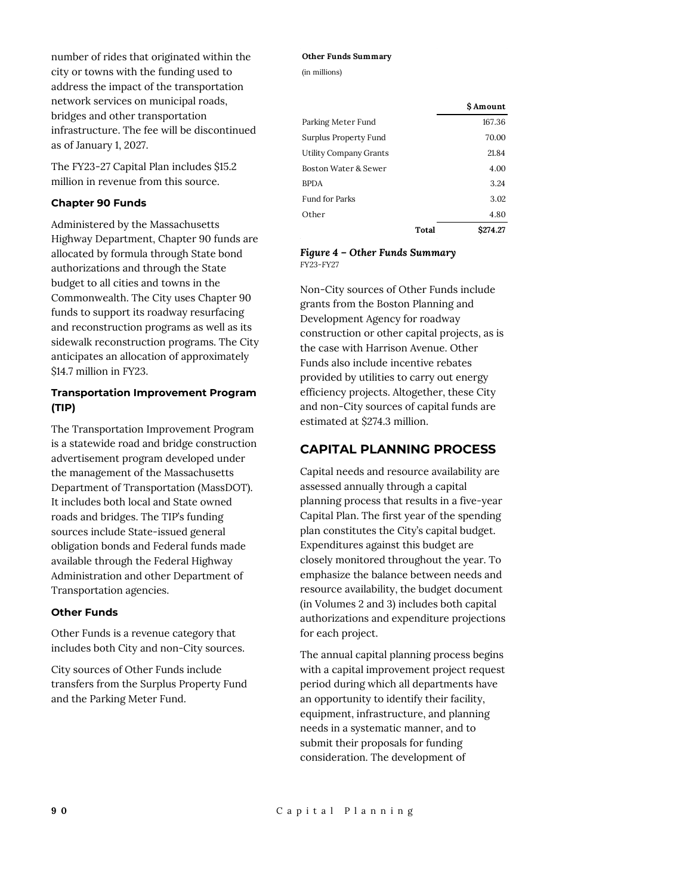number of rides that originated within the city or towns with the funding used to address the impact of the transportation network services on municipal roads, bridges and other transportation infrastructure. The fee will be discontinued as of January 1, 2027.

The FY23-27 Capital Plan includes $15.2 million in revenue from this source.

### Chapter 90 Funds

Administered by the Massachusetts Highway Department, Chapter 90 funds are allocated by formula through State bond authorizations and through the State budget to all cities and towns in the Commonwealth. The City uses Chapter 90 funds to support its roadway resurfacing and reconstruction programs as well as its sidewalk reconstruction programs. The City anticipates an allocation of approximately $14.7 million in FY23.

### Transportation Improvement Program (TIP)

The Transportation Improvement Program is a statewide road and bridge construction advertisement program developed under the management of the Massachusetts Department of Transportation (MassDOT). It includes both local and State owned roads and bridges. The TIP's funding sources include State-issued general obligation bonds and Federal funds made available through the Federal Highway Administration and other Department of Transportation agencies.

### Other Funds

Other Funds is a revenue category that includes both City and non-City sources.

City sources of Other Funds include transfers from the Surplus Property Fund and the Parking Meter Fund.

**Other Funds Summary**

(in millions)

| | | $ Amount |
|---|---|---|
| Parking Meter Fund | | 167.36 |
| Surplus Property Fund | | 70.00 |
| Utility Company Grants | | 21.84 |
| Boston Water & Sewer | | 4.00 |
| BPDA | | 3.24 |
| Fund for Parks | | 3.02 |
| Other | | 4.80 |
| | **Total** | **$274.27** |

*Figure 4 – Other Funds Summary*
FY23-FY27

Non-City sources of Other Funds include grants from the Boston Planning and Development Agency for roadway construction or other capital projects, as is the case with Harrison Avenue. Other Funds also include incentive rebates provided by utilities to carry out energy efficiency projects. Altogether, these City and non-City sources of capital funds are estimated at $274.3 million.

## CAPITAL PLANNING PROCESS

Capital needs and resource availability are assessed annually through a capital planning process that results in a five-year Capital Plan. The first year of the spending plan constitutes the City's capital budget. Expenditures against this budget are closely monitored throughout the year. To emphasize the balance between needs and resource availability, the budget document (in Volumes 2 and 3) includes both capital authorizations and expenditure projections for each project.

The annual capital planning process begins with a capital improvement project request period during which all departments have an opportunity to identify their facility, equipment, infrastructure, and planning needs in a systematic manner, and to submit their proposals for funding consideration. The development of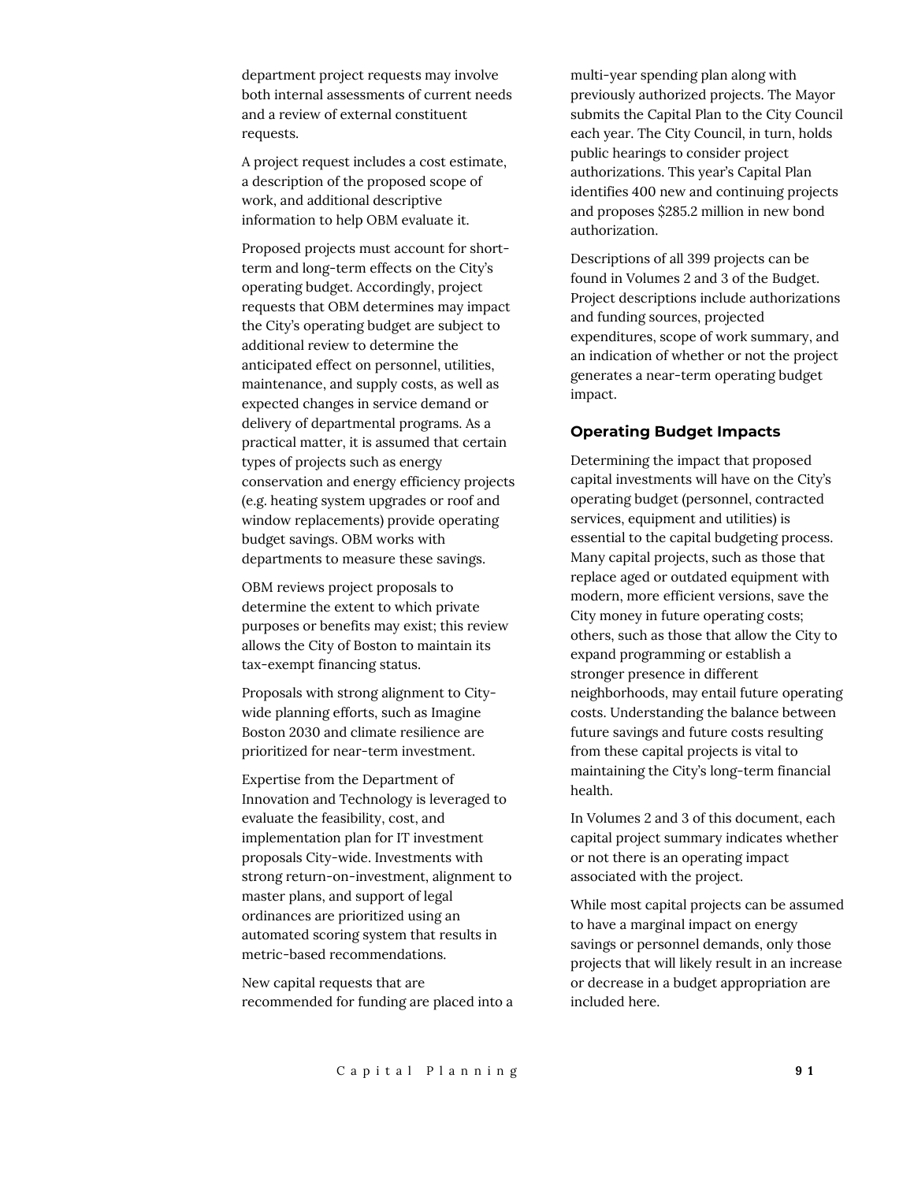department project requests may involve both internal assessments of current needs and a review of external constituent requests.

A project request includes a cost estimate, a description of the proposed scope of work, and additional descriptive information to help OBM evaluate it.

Proposed projects must account for short-term and long-term effects on the City's operating budget. Accordingly, project requests that OBM determines may impact the City's operating budget are subject to additional review to determine the anticipated effect on personnel, utilities, maintenance, and supply costs, as well as expected changes in service demand or delivery of departmental programs. As a practical matter, it is assumed that certain types of projects such as energy conservation and energy efficiency projects (e.g. heating system upgrades or roof and window replacements) provide operating budget savings. OBM works with departments to measure these savings.

OBM reviews project proposals to determine the extent to which private purposes or benefits may exist; this review allows the City of Boston to maintain its tax-exempt financing status.

Proposals with strong alignment to City-wide planning efforts, such as Imagine Boston 2030 and climate resilience are prioritized for near-term investment.

Expertise from the Department of Innovation and Technology is leveraged to evaluate the feasibility, cost, and implementation plan for IT investment proposals City-wide. Investments with strong return-on-investment, alignment to master plans, and support of legal ordinances are prioritized using an automated scoring system that results in metric-based recommendations.

New capital requests that are recommended for funding are placed into a multi-year spending plan along with previously authorized projects. The Mayor submits the Capital Plan to the City Council each year. The City Council, in turn, holds public hearings to consider project authorizations. This year's Capital Plan identifies 400 new and continuing projects and proposes $285.2 million in new bond authorization.

Descriptions of all 399 projects can be found in Volumes 2 and 3 of the Budget. Project descriptions include authorizations and funding sources, projected expenditures, scope of work summary, and an indication of whether or not the project generates a near-term operating budget impact.

### Operating Budget Impacts

Determining the impact that proposed capital investments will have on the City's operating budget (personnel, contracted services, equipment and utilities) is essential to the capital budgeting process. Many capital projects, such as those that replace aged or outdated equipment with modern, more efficient versions, save the City money in future operating costs; others, such as those that allow the City to expand programming or establish a stronger presence in different neighborhoods, may entail future operating costs. Understanding the balance between future savings and future costs resulting from these capital projects is vital to maintaining the City's long-term financial health.

In Volumes 2 and 3 of this document, each capital project summary indicates whether or not there is an operating impact associated with the project.

While most capital projects can be assumed to have a marginal impact on energy savings or personnel demands, only those projects that will likely result in an increase or decrease in a budget appropriation are included here.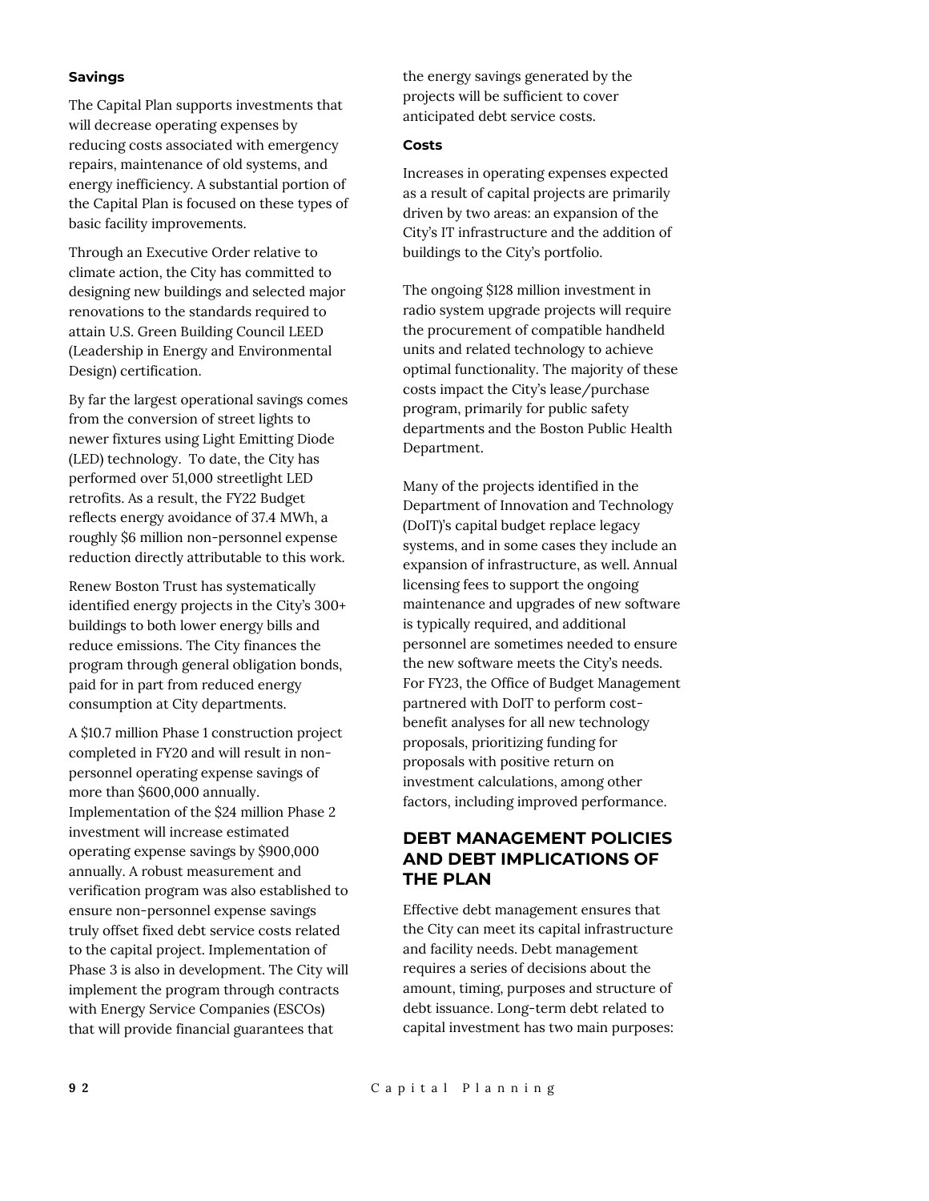**Savings**

The Capital Plan supports investments that will decrease operating expenses by reducing costs associated with emergency repairs, maintenance of old systems, and energy inefficiency. A substantial portion of the Capital Plan is focused on these types of basic facility improvements.

Through an Executive Order relative to climate action, the City has committed to designing new buildings and selected major renovations to the standards required to attain U.S. Green Building Council LEED (Leadership in Energy and Environmental Design) certification.

By far the largest operational savings comes from the conversion of street lights to newer fixtures using Light Emitting Diode (LED) technology. To date, the City has performed over 51,000 streetlight LED retrofits. As a result, the FY22 Budget reflects energy avoidance of 37.4 MWh, a roughly $6 million non-personnel expense reduction directly attributable to this work.

Renew Boston Trust has systematically identified energy projects in the City's 300+ buildings to both lower energy bills and reduce emissions. The City finances the program through general obligation bonds, paid for in part from reduced energy consumption at City departments.

A $10.7 million Phase 1 construction project completed in FY20 and will result in non-personnel operating expense savings of more than $600,000 annually. Implementation of the $24 million Phase 2 investment will increase estimated operating expense savings by $900,000 annually. A robust measurement and verification program was also established to ensure non-personnel expense savings truly offset fixed debt service costs related to the capital project. Implementation of Phase 3 is also in development. The City will implement the program through contracts with Energy Service Companies (ESCOs) that will provide financial guarantees that the energy savings generated by the projects will be sufficient to cover anticipated debt service costs.

**Costs**

Increases in operating expenses expected as a result of capital projects are primarily driven by two areas: an expansion of the City's IT infrastructure and the addition of buildings to the City's portfolio.

The ongoing $128 million investment in radio system upgrade projects will require the procurement of compatible handheld units and related technology to achieve optimal functionality. The majority of these costs impact the City's lease/purchase program, primarily for public safety departments and the Boston Public Health Department.

Many of the projects identified in the Department of Innovation and Technology (DoIT)'s capital budget replace legacy systems, and in some cases they include an expansion of infrastructure, as well. Annual licensing fees to support the ongoing maintenance and upgrades of new software is typically required, and additional personnel are sometimes needed to ensure the new software meets the City's needs. For FY23, the Office of Budget Management partnered with DoIT to perform cost-benefit analyses for all new technology proposals, prioritizing funding for proposals with positive return on investment calculations, among other factors, including improved performance.

## DEBT MANAGEMENT POLICIES AND DEBT IMPLICATIONS OF THE PLAN

Effective debt management ensures that the City can meet its capital infrastructure and facility needs. Debt management requires a series of decisions about the amount, timing, purposes and structure of debt issuance. Long-term debt related to capital investment has two main purposes: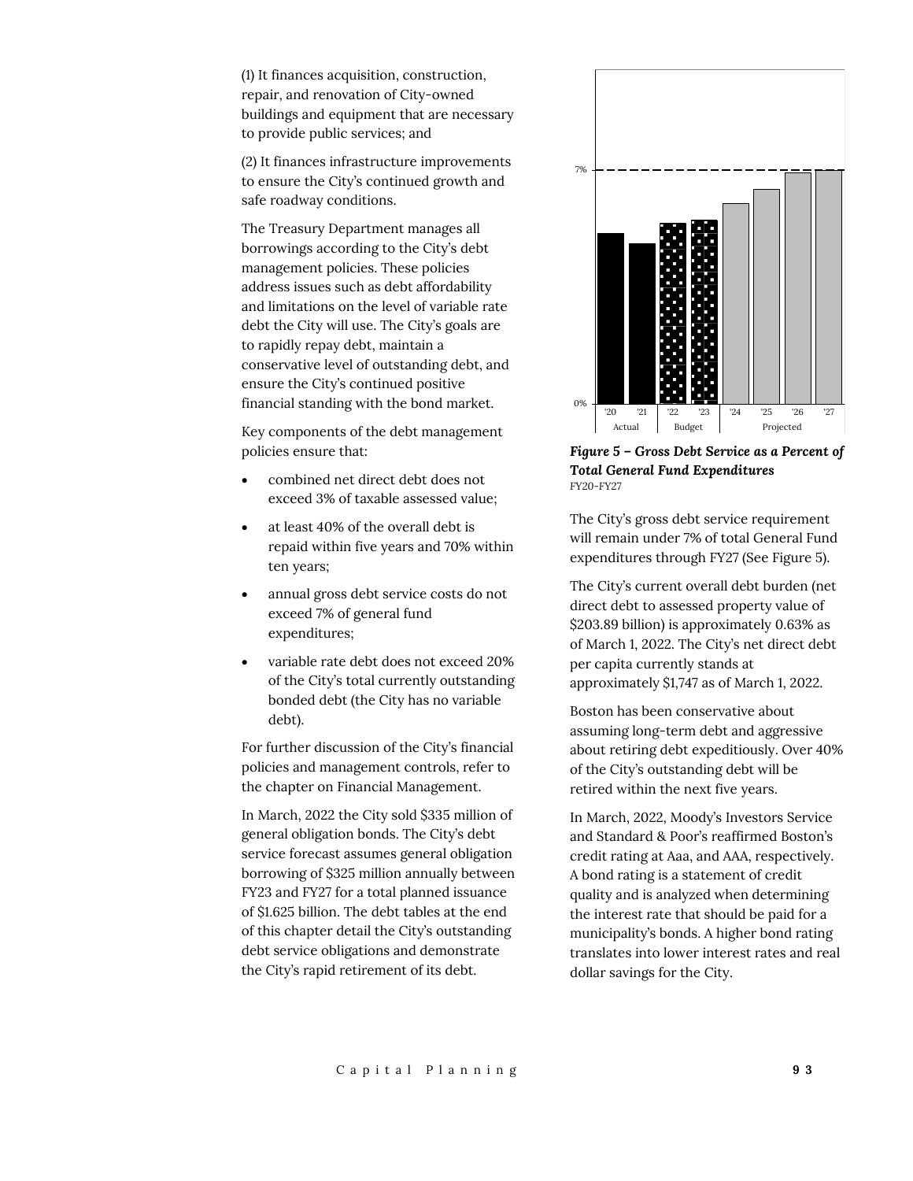(1) It finances acquisition, construction, repair, and renovation of City-owned buildings and equipment that are necessary to provide public services; and

(2) It finances infrastructure improvements to ensure the City's continued growth and safe roadway conditions.

The Treasury Department manages all borrowings according to the City's debt management policies. These policies address issues such as debt affordability and limitations on the level of variable rate debt the City will use. The City's goals are to rapidly repay debt, maintain a conservative level of outstanding debt, and ensure the City's continued positive financial standing with the bond market.

Key components of the debt management policies ensure that:

- combined net direct debt does not exceed 3% of taxable assessed value;
- at least 40% of the overall debt is repaid within five years and 70% within ten years;
- annual gross debt service costs do not exceed 7% of general fund expenditures;
- variable rate debt does not exceed 20% of the City's total currently outstanding bonded debt (the City has no variable debt).

For further discussion of the City's financial policies and management controls, refer to the chapter on Financial Management.

In March, 2022 the City sold $335 million of general obligation bonds. The City's debt service forecast assumes general obligation borrowing of $325 million annually between FY23 and FY27 for a total planned issuance of $1.625 billion. The debt tables at the end of this chapter detail the City's outstanding debt service obligations and demonstrate the City's rapid retirement of its debt.

***Figure 5 – Gross Debt Service as a Percent of Total General Fund Expenditures***
FY20-FY27

The City's gross debt service requirement will remain under 7% of total General Fund expenditures through FY27 (See Figure 5).

The City's current overall debt burden (net direct debt to assessed property value of $203.89 billion) is approximately 0.63% as of March 1, 2022. The City's net direct debt per capita currently stands at approximately $1,747 as of March 1, 2022.

Boston has been conservative about assuming long-term debt and aggressive about retiring debt expeditiously. Over 40% of the City's outstanding debt will be retired within the next five years.

In March, 2022, Moody's Investors Service and Standard & Poor's reaffirmed Boston's credit rating at Aaa, and AAA, respectively. A bond rating is a statement of credit quality and is analyzed when determining the interest rate that should be paid for a municipality's bonds. A higher bond rating translates into lower interest rates and real dollar savings for the City.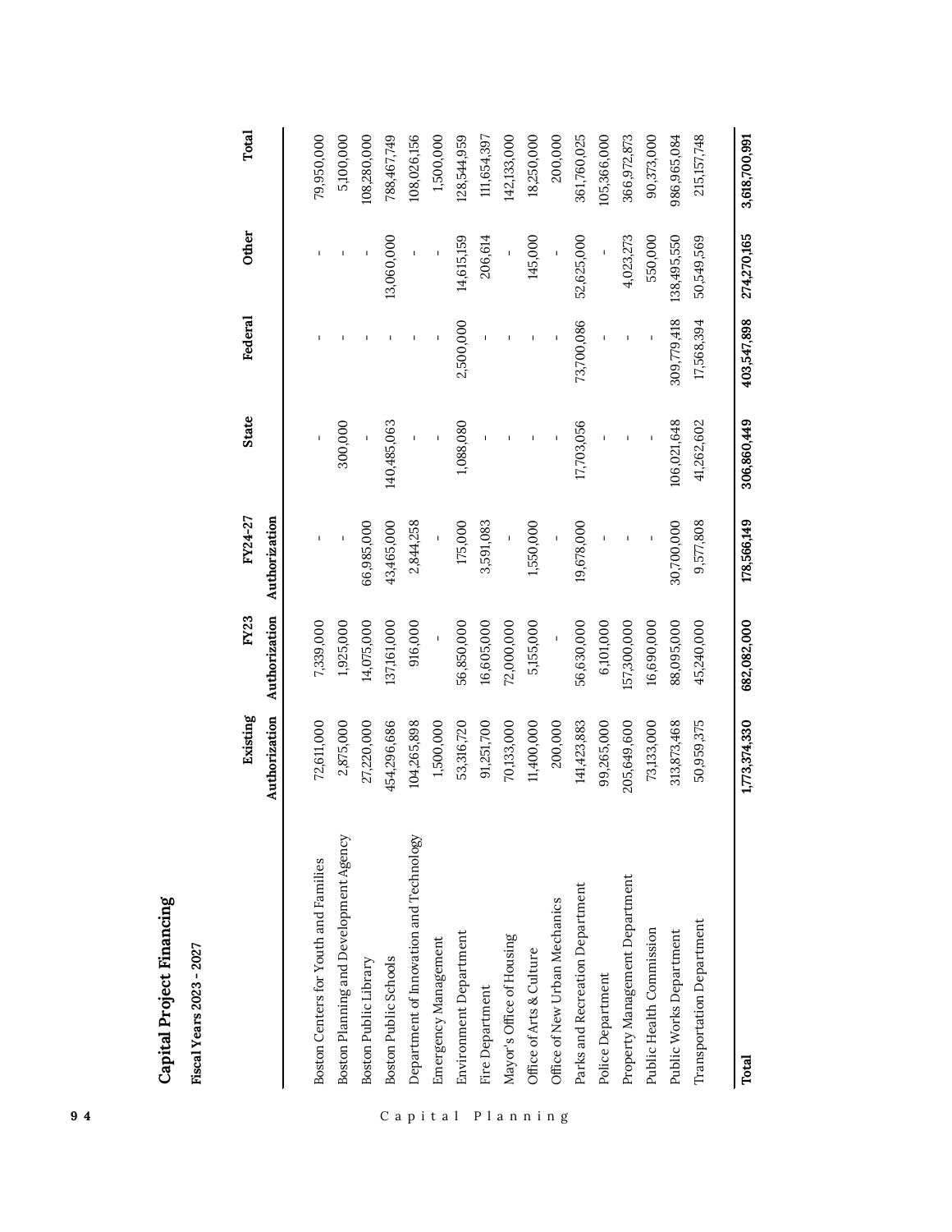# Capital Project Financing

**Fiscal Years 2023 - 2027**

| | Existing Authorization | FY23 Authorization | FY24-27 Authorization | State | Federal | Other | Total |
|---|---|---|---|---|---|---|---|
| Boston Centers for Youth and Families | 72,611,000 | 7,339,000 | - | - | - | - | 79,950,000 |
| Boston Planning and Development Agency | 2,875,000 | 1,925,000 | - | 300,000 | - | - | 5,100,000 |
| Boston Public Library | 27,220,000 | 14,075,000 | 66,985,000 | - | - | - | 108,280,000 |
| Boston Public Schools | 454,296,686 | 137,161,000 | 43,465,000 | 140,485,063 | - | 13,060,000 | 788,467,749 |
| Department of Innovation and Technology | 104,265,898 | 916,000 | 2,844,258 | - | - | - | 108,026,156 |
| Emergency Management | 1,500,000 | - | - | - | - | - | 1,500,000 |
| Environment Department | 53,316,720 | 56,850,000 | 175,000 | 1,088,080 | 2,500,000 | 14,615,159 | 128,544,959 |
| Fire Department | 91,251,700 | 16,605,000 | 3,591,083 | - | - | 206,614 | 111,654,397 |
| Mayor's Office of Housing | 70,133,000 | 72,000,000 | - | - | - | - | 142,133,000 |
| Office of Arts & Culture | 11,400,000 | 5,155,000 | 1,550,000 | - | - | 145,000 | 18,250,000 |
| Office of New Urban Mechanics | 200,000 | - | - | - | - | - | 200,000 |
| Parks and Recreation Department | 141,423,883 | 56,630,000 | 19,678,000 | 17,703,056 | 73,700,086 | 52,625,000 | 361,760,025 |
| Police Department | 99,265,000 | 6,101,000 | - | - | - | - | 105,366,000 |
| Property Management Department | 205,649,600 | 157,300,000 | - | - | - | 4,023,273 | 366,972,873 |
| Public Health Commission | 73,133,000 | 16,690,000 | - | - | - | 550,000 | 90,373,000 |
| Public Works Department | 313,873,468 | 88,095,000 | 30,700,000 | 106,021,648 | 309,779,418 | 138,495,550 | 986,965,084 |
| Transportation Department | 50,959,375 | 45,240,000 | 9,577,808 | 41,262,602 | 17,568,394 | 50,549,569 | 215,157,748 |
| **Total** | **1,773,374,330** | **682,082,000** | **178,566,149** | **306,860,449** | **403,547,898** | **274,270,165** | **3,618,700,991** |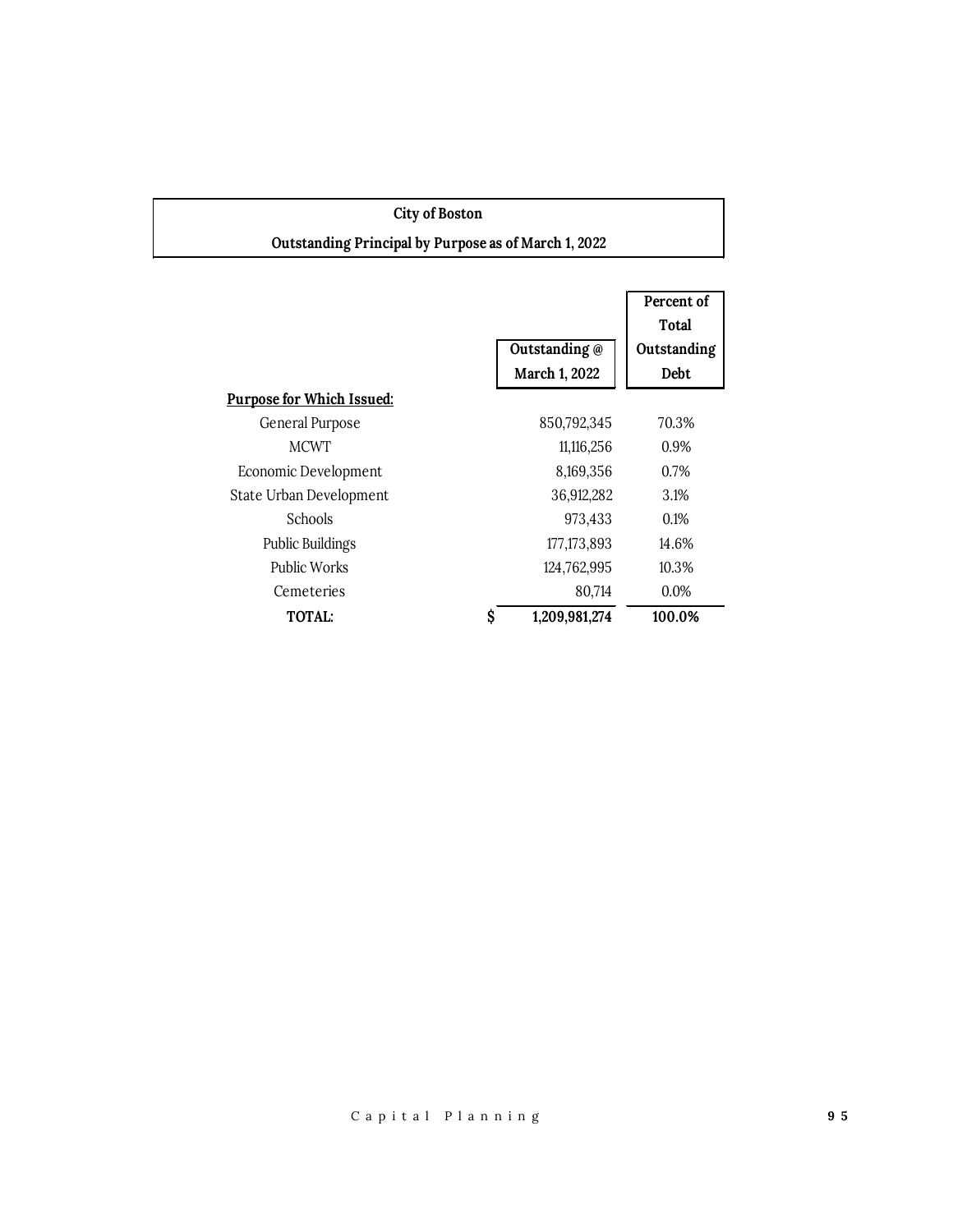## City of Boston

### Outstanding Principal by Purpose as of March 1, 2022

| Purpose for Which Issued: | Outstanding @ March 1, 2022 | Percent of Total Outstanding Debt |
|---|---|---|
| General Purpose | 850,792,345 | 70.3% |
| MCWT | 11,116,256 | 0.9% |
| Economic Development | 8,169,356 | 0.7% |
| State Urban Development | 36,912,282 | 3.1% |
| Schools | 973,433 | 0.1% |
| Public Buildings | 177,173,893 | 14.6% |
| Public Works | 124,762,995 | 10.3% |
| Cemeteries | 80,714 | 0.0% |
| **TOTAL:** | **$ 1,209,981,274** | **100.0%** |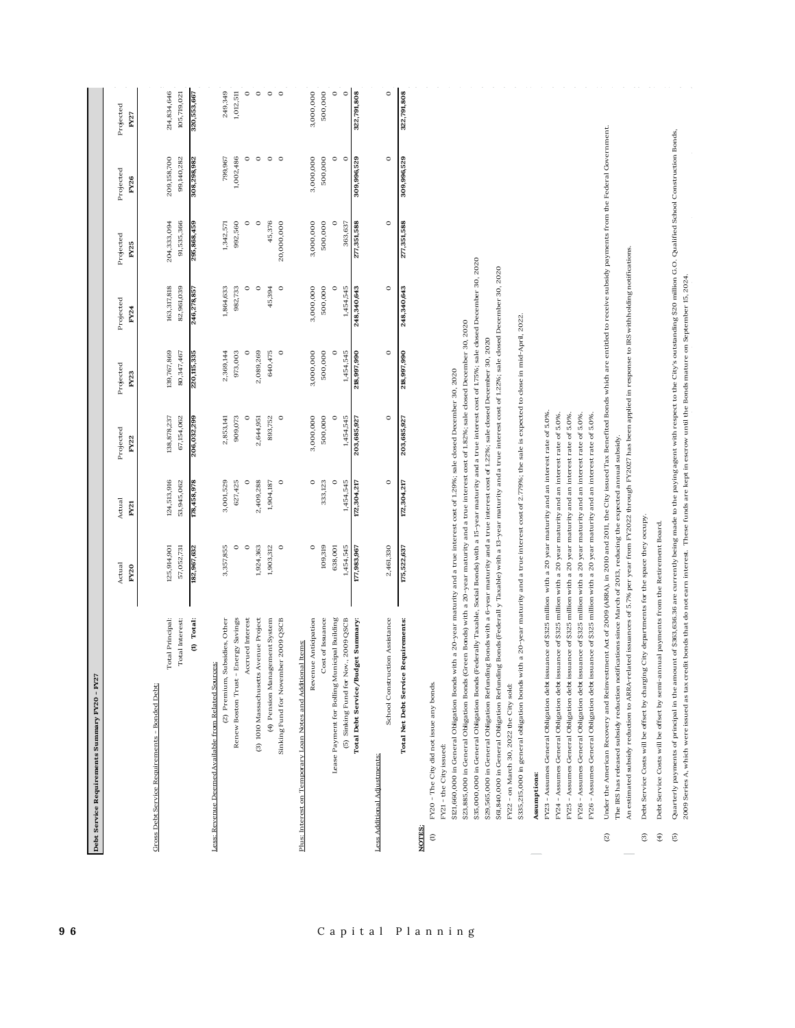## Debt Service Requirements Summary FY20 - FY27

| | Actual FY20 | Actual FY21 | Projected FY22 | Projected FY23 | Projected FY24 | Projected FY25 | Projected FY26 | Projected FY27 |
|---|---|---|---|---|---|---|---|---|
| Gross Debt Service Requirements - Bonded Debt: | | | | | | | | |
| Total Principal: | 125,914,901 | 124,513,916 | 138,878,237 | 139,767,869 | 163,317,818 | 204,333,094 | 209,158,700 | 214,834,646 |
| Total Interest: | 57,052,731 | 53,945,062 | 67,154,062 | 80,347,467 | 82,961,039 | 91,535,366 | 99,140,282 | 105,719,021 |
| (1) Total: | 182,967,632 | 178,458,978 | 206,032,299 | 220,115,335 | 246,278,857 | 295,868,459 | 308,298,982 | 320,553,667 |
| Less: Revenue Deemed Available from Related Sources: | | | | | | | | |
| (2) Premium, Subsidies, Other | 3,357,855 | 3,001,529 | 2,853,141 | 2,369,144 | 1,864,633 | 1,342,571 | 799,967 | 249,349 |
| Renew Boston Trust - Energy Savings | 0 | 627,425 | 909,073 | 973,003 | 982,733 | 992,560 | 1,002,486 | 1,012,511 |
| Accrued Interest | 0 | 0 | 0 | 0 | 0 | 0 | 0 | 0 |
| (3) 1010 Massachusetts Avenue Project | 1,924,363 | 2,409,288 | 2,644,951 | 2,089,269 | 0 | 0 | 0 | 0 |
| (4) Pension Management System | 1,903,312 | 1,904,187 | 893,752 | 640,475 | 45,394 | 45,376 | 0 | 0 |
| Sinking Fund for November 2009 QSCB | 0 | 0 | 0 | 0 | 0 | 20,000,000 | 0 | 0 |
| Plus: Interest on Temporary Loan Notes and Additional Items: | | | | | | | | |
| Revenue Anticipation | 0 | 0 | 3,000,000 | 3,000,000 | 3,000,000 | 3,000,000 | 3,000,000 | 3,000,000 |
| Cost of Issuance | 109,319 | 333,123 | 500,000 | 500,000 | 500,000 | 500,000 | 500,000 | 500,000 |
| Lease Payment for Bolling Municipal Building | 638,001 | 0 | 0 | 0 | 0 | 0 | 0 | 0 |
| (5) Sinking Fund for Nov., 2009 QSCB | 1,454,545 | 1,454,545 | 1,454,545 | 1,454,545 | 1,454,545 | 363,637 | 0 | 0 |
| Total Debt Service/Budget Summary: | 177,983,967 | 172,304,217 | 203,685,927 | 218,997,990 | 248,340,643 | 277,351,588 | 309,996,529 | 322,791,808 |
| Less Additional Adjustments: | | | | | | | | |
| School Construction Assistance | 2,461,330 | 0 | 0 | 0 | 0 | 0 | 0 | 0 |
| Total Net Debt Service Requirements: | 175,522,637 | 172,304,217 | 203,685,927 | 218,997,990 | 248,340,643 | 277,351,588 | 309,996,529 | 322,791,808 |

**NOTES:**

(1) FY20 - The City did not issue any bonds.

FY21 - the City issued:

$121,660,000 in General Obligation Bonds with a 20-year maturity and a true interest cost of 1.29%; sale closed December 30, 2020

$23,885,000 in General Obligation Bonds (Green Bonds) with a 20-year maturity and a true interest cost of 1.82%; sale closed December 30, 2020

$35,000,000 in General Obligation Bonds (Federally Taxable, Social Bonds) with a 15-year maturity and a true interest cost of 1.75%; sale closed December 30, 2020

$29,565,000 in General Obligation Refunding Bonds with a 6-year maturity and a true interest cost of 1.22%; sale closed December 30, 2020

$61,840,000 in General Obligation Refunding Bonds (Federally Taxable) with a 13-year maturity and a true interest cost of 1.22%; sale closed December 30, 2020

FY22 - on March 30, 2022 the City sold:

$335,215,000 in general obligation bonds with a 20-year maturity and a true interest cost of 2.779%; the sale is expected to close in mid-April, 2022.

**Assumptions:**

FY23 - Assumes General Obligation debt issuance of $325 million with a 20 year maturity and an interest rate of 5.0%.

FY24 - Assumes General Obligation debt issuance of $325 million with a 20 year maturity and an interest rate of 5.0%.

FY25 - Assumes General Obligation debt issuance of $325 million with a 20 year maturity and an interest rate of 5.0%.

FY26 - Assumes General Obligation debt issuance of $325 million with a 20 year maturity and an interest rate of 5.0%.

FY26 - Assumes General Obligation debt issuance of $325 million with a 20 year maturity and an interest rate of 5.0%.

(2) Under the American Recovery and Reinvestment Act of 2009 (ARRA), in 2010 and 2011, the City issued Tax Benefited Bonds which are entitled to receive subsidy payments from the Federal Government. The IRS has released subsidy reduction notifications since March of 2013, reducing the expected annual subsidy.

An estimated subsidy reduction to ARRA-related issuances of 5.7% per year from FY2022 through FY2027 has been applied in response to IRS withholding notifications.

(3) Debt Service Costs will be offset by charging City departments for the space they occupy.

(4) Debt Service Costs will be offset by semi-annual payments from the Retirement Board.

(5) Quarterly payments of principal in the amount of $363,636.36 are currently being made to the paying agent with respect to the City's outstanding $20 million G.O. Qualified School Construction Bonds, 2009 Series A, which were issued as tax credit bonds that do not earn interest. These funds are kept in escrow until the Bonds mature on September 15, 2024.